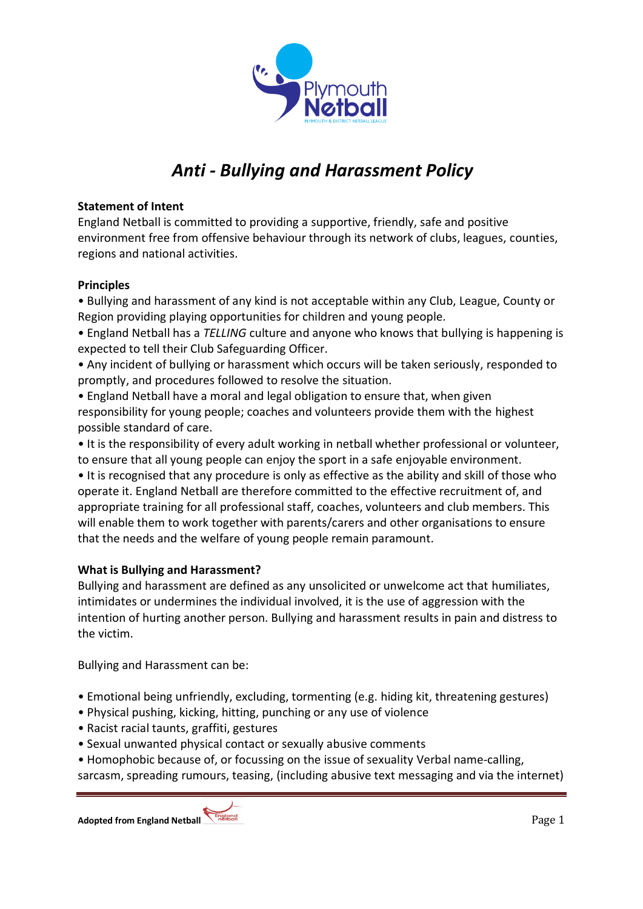# *Anti - Bullying and Harassment Policy*

**Statement of Intent**

England Netball is committed to providing a supportive, friendly, safe and positive environment free from offensive behaviour through its network of clubs, leagues, counties, regions and national activities.

**Principles**

• Bullying and harassment of any kind is not acceptable within any Club, League, County or Region providing playing opportunities for children and young people.

• England Netball has a *TELLING* culture and anyone who knows that bullying is happening is expected to tell their Club Safeguarding Officer.

• Any incident of bullying or harassment which occurs will be taken seriously, responded to promptly, and procedures followed to resolve the situation.

• England Netball have a moral and legal obligation to ensure that, when given responsibility for young people; coaches and volunteers provide them with the highest possible standard of care.

• It is the responsibility of every adult working in netball whether professional or volunteer, to ensure that all young people can enjoy the sport in a safe enjoyable environment.

• It is recognised that any procedure is only as effective as the ability and skill of those who operate it. England Netball are therefore committed to the effective recruitment of, and appropriate training for all professional staff, coaches, volunteers and club members. This will enable them to work together with parents/carers and other organisations to ensure that the needs and the welfare of young people remain paramount.

**What is Bullying and Harassment?**

Bullying and harassment are defined as any unsolicited or unwelcome act that humiliates, intimidates or undermines the individual involved, it is the use of aggression with the intention of hurting another person. Bullying and harassment results in pain and distress to the victim.

Bullying and Harassment can be:

• Emotional being unfriendly, excluding, tormenting (e.g. hiding kit, threatening gestures)
• Physical pushing, kicking, hitting, punching or any use of violence
• Racist racial taunts, graffiti, gestures
• Sexual unwanted physical contact or sexually abusive comments
• Homophobic because of, or focussing on the issue of sexuality Verbal name-calling, sarcasm, spreading rumours, teasing, (including abusive text messaging and via the internet)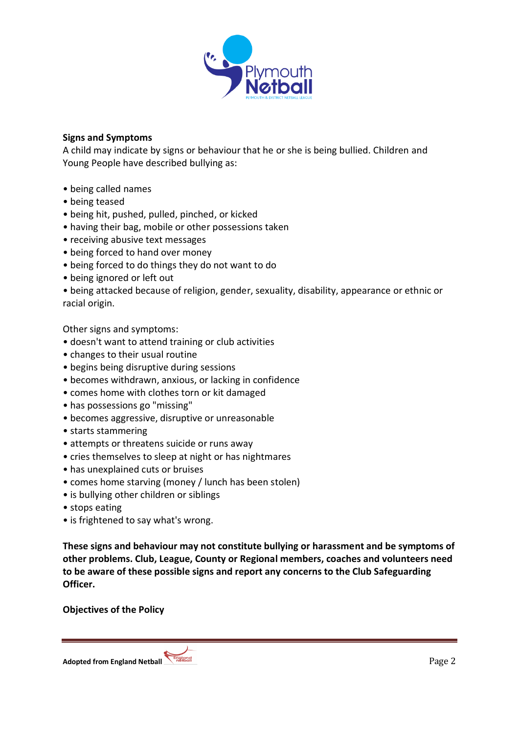**Signs and Symptoms**

A child may indicate by signs or behaviour that he or she is being bullied. Children and Young People have described bullying as:

- being called names
- being teased
- being hit, pushed, pulled, pinched, or kicked
- having their bag, mobile or other possessions taken
- receiving abusive text messages
- being forced to hand over money
- being forced to do things they do not want to do
- being ignored or left out
- being attacked because of religion, gender, sexuality, disability, appearance or ethnic or racial origin.

Other signs and symptoms:

- doesn't want to attend training or club activities
- changes to their usual routine
- begins being disruptive during sessions
- becomes withdrawn, anxious, or lacking in confidence
- comes home with clothes torn or kit damaged
- has possessions go "missing"
- becomes aggressive, disruptive or unreasonable
- starts stammering
- attempts or threatens suicide or runs away
- cries themselves to sleep at night or has nightmares
- has unexplained cuts or bruises
- comes home starving (money / lunch has been stolen)
- is bullying other children or siblings
- stops eating
- is frightened to say what's wrong.

**These signs and behaviour may not constitute bullying or harassment and be symptoms of other problems. Club, League, County or Regional members, coaches and volunteers need to be aware of these possible signs and report any concerns to the Club Safeguarding Officer.**

**Objectives of the Policy**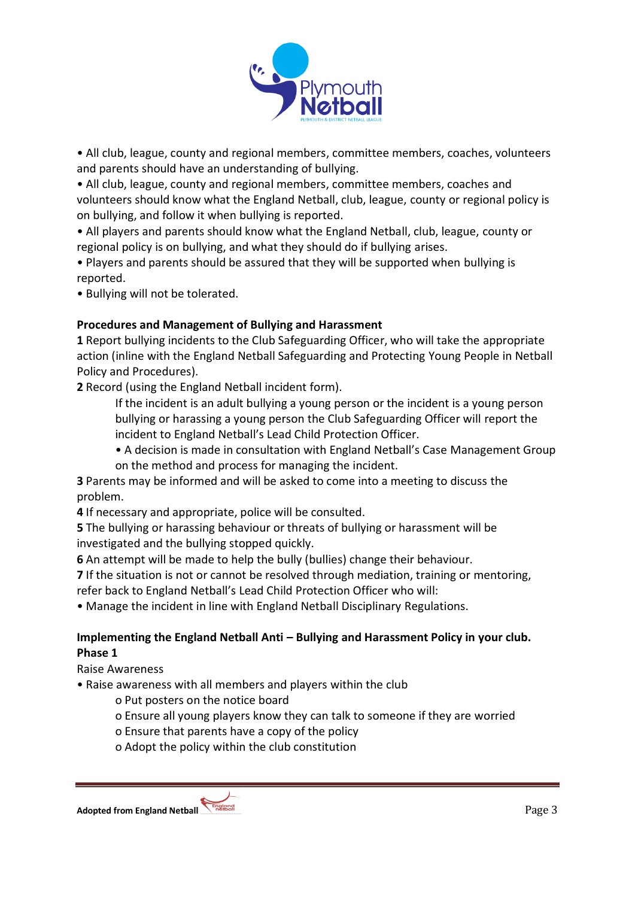• All club, league, county and regional members, committee members, coaches, volunteers and parents should have an understanding of bullying.
• All club, league, county and regional members, committee members, coaches and volunteers should know what the England Netball, club, league, county or regional policy is on bullying, and follow it when bullying is reported.
• All players and parents should know what the England Netball, club, league, county or regional policy is on bullying, and what they should do if bullying arises.
• Players and parents should be assured that they will be supported when bullying is reported.
• Bullying will not be tolerated.

**Procedures and Management of Bullying and Harassment**

**1** Report bullying incidents to the Club Safeguarding Officer, who will take the appropriate action (inline with the England Netball Safeguarding and Protecting Young People in Netball Policy and Procedures).

**2** Record (using the England Netball incident form).

> If the incident is an adult bullying a young person or the incident is a young person bullying or harassing a young person the Club Safeguarding Officer will report the incident to England Netball's Lead Child Protection Officer.
>
> • A decision is made in consultation with England Netball's Case Management Group on the method and process for managing the incident.

**3** Parents may be informed and will be asked to come into a meeting to discuss the problem.

**4** If necessary and appropriate, police will be consulted.

**5** The bullying or harassing behaviour or threats of bullying or harassment will be investigated and the bullying stopped quickly.

**6** An attempt will be made to help the bully (bullies) change their behaviour.

**7** If the situation is not or cannot be resolved through mediation, training or mentoring, refer back to England Netball's Lead Child Protection Officer who will:

• Manage the incident in line with England Netball Disciplinary Regulations.

**Implementing the England Netball Anti – Bullying and Harassment Policy in your club.**
**Phase 1**

Raise Awareness

• Raise awareness with all members and players within the club
  - Put posters on the notice board
  - Ensure all young players know they can talk to someone if they are worried
  - Ensure that parents have a copy of the policy
  - Adopt the policy within the club constitution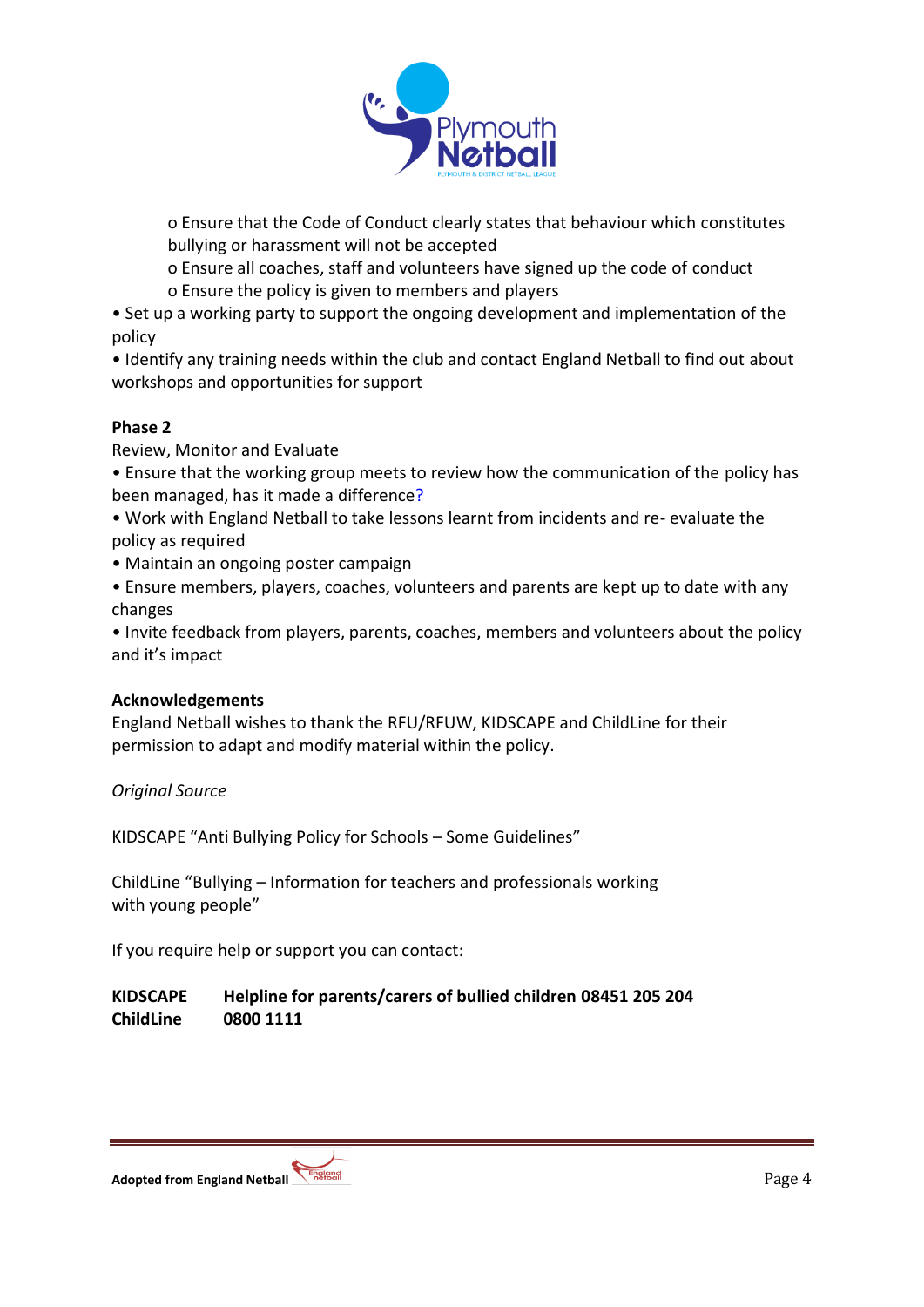- Ensure that the Code of Conduct clearly states that behaviour which constitutes bullying or harassment will not be accepted
  - Ensure all coaches, staff and volunteers have signed up the code of conduct
  - Ensure the policy is given to members and players

- Set up a working party to support the ongoing development and implementation of the policy
- Identify any training needs within the club and contact England Netball to find out about workshops and opportunities for support

**Phase 2**

Review, Monitor and Evaluate

- Ensure that the working group meets to review how the communication of the policy has been managed, has it made a difference?
- Work with England Netball to take lessons learnt from incidents and re- evaluate the policy as required
- Maintain an ongoing poster campaign
- Ensure members, players, coaches, volunteers and parents are kept up to date with any changes
- Invite feedback from players, parents, coaches, members and volunteers about the policy and it's impact

**Acknowledgements**

England Netball wishes to thank the RFU/RFUW, KIDSCAPE and ChildLine for their permission to adapt and modify material within the policy.

*Original Source*

KIDSCAPE "Anti Bullying Policy for Schools – Some Guidelines"

ChildLine "Bullying – Information for teachers and professionals working with young people"

If you require help or support you can contact:

**KIDSCAPE** **Helpline for parents/carers of bullied children 08451 205 204**
**ChildLine** **0800 1111**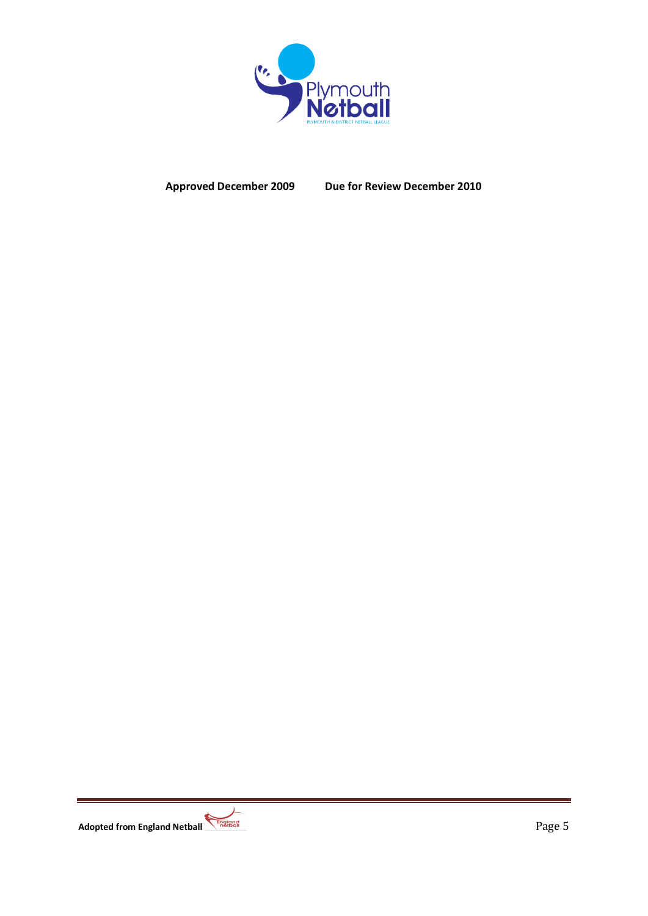**Approved December 2009** **Due for Review December 2010**